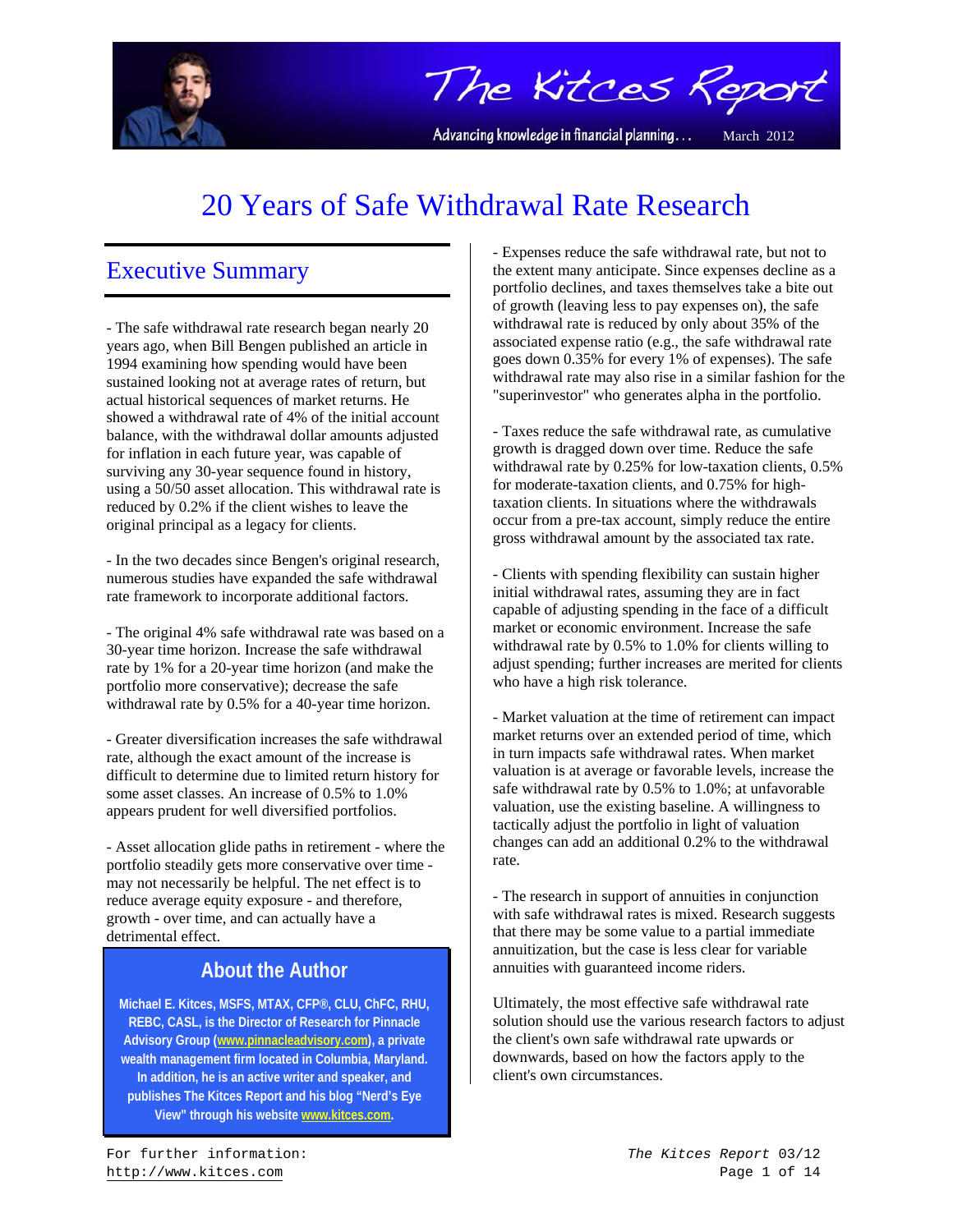# 20 Years of Safe Withdrawal Rate Research

## Executive Summary

- The safe withdrawal rate research began nearly 20 years ago, when Bill Bengen published an article in 1994 examining how spending would have been sustained looking not at average rates of return, but actual historical sequences of market returns. He showed a withdrawal rate of 4% of the initial account balance, with the withdrawal dollar amounts adjusted for inflation in each future year, was capable of surviving any 30-year sequence found in history, using a 50/50 asset allocation. This withdrawal rate is reduced by 0.2% if the client wishes to leave the original principal as a legacy for clients.

- In the two decades since Bengen's original research, numerous studies have expanded the safe withdrawal rate framework to incorporate additional factors.

- The original 4% safe withdrawal rate was based on a 30-year time horizon. Increase the safe withdrawal rate by 1% for a 20-year time horizon (and make the portfolio more conservative); decrease the safe withdrawal rate by 0.5% for a 40-year time horizon.

- Greater diversification increases the safe withdrawal rate, although the exact amount of the increase is difficult to determine due to limited return history for some asset classes. An increase of 0.5% to 1.0% appears prudent for well diversified portfolios.

- Asset allocation glide paths in retirement - where the portfolio steadily gets more conservative over time - may not necessarily be helpful. The net effect is to reduce average equity exposure - and therefore, growth - over time, and can actually have a detrimental effect.

### About the Author

**Michael E. Kitces, MSFS, MTAX, CFP®, CLU, ChFC, RHU, REBC, CASL, is the Director of Research for Pinnacle Advisory Group (www.pinnacleadvisory.com), a private wealth management firm located in Columbia, Maryland. In addition, he is an active writer and speaker, and publishes The Kitces Report and his blog "Nerd's Eye View" through his website www.kitces.com.**

- Expenses reduce the safe withdrawal rate, but not to the extent many anticipate. Since expenses decline as a portfolio declines, and taxes themselves take a bite out of growth (leaving less to pay expenses on), the safe withdrawal rate is reduced by only about 35% of the associated expense ratio (e.g., the safe withdrawal rate goes down 0.35% for every 1% of expenses). The safe withdrawal rate may also rise in a similar fashion for the "superinvestor" who generates alpha in the portfolio.

- Taxes reduce the safe withdrawal rate, as cumulative growth is dragged down over time. Reduce the safe withdrawal rate by 0.25% for low-taxation clients, 0.5% for moderate-taxation clients, and 0.75% for high-taxation clients. In situations where the withdrawals occur from a pre-tax account, simply reduce the entire gross withdrawal amount by the associated tax rate.

- Clients with spending flexibility can sustain higher initial withdrawal rates, assuming they are in fact capable of adjusting spending in the face of a difficult market or economic environment. Increase the safe withdrawal rate by 0.5% to 1.0% for clients willing to adjust spending; further increases are merited for clients who have a high risk tolerance.

- Market valuation at the time of retirement can impact market returns over an extended period of time, which in turn impacts safe withdrawal rates. When market valuation is at average or favorable levels, increase the safe withdrawal rate by 0.5% to 1.0%; at unfavorable valuation, use the existing baseline. A willingness to tactically adjust the portfolio in light of valuation changes can add an additional 0.2% to the withdrawal rate.

- The research in support of annuities in conjunction with safe withdrawal rates is mixed. Research suggests that there may be some value to a partial immediate annuitization, but the case is less clear for variable annuities with guaranteed income riders.

Ultimately, the most effective safe withdrawal rate solution should use the various research factors to adjust the client's own safe withdrawal rate upwards or downwards, based on how the factors apply to the client's own circumstances.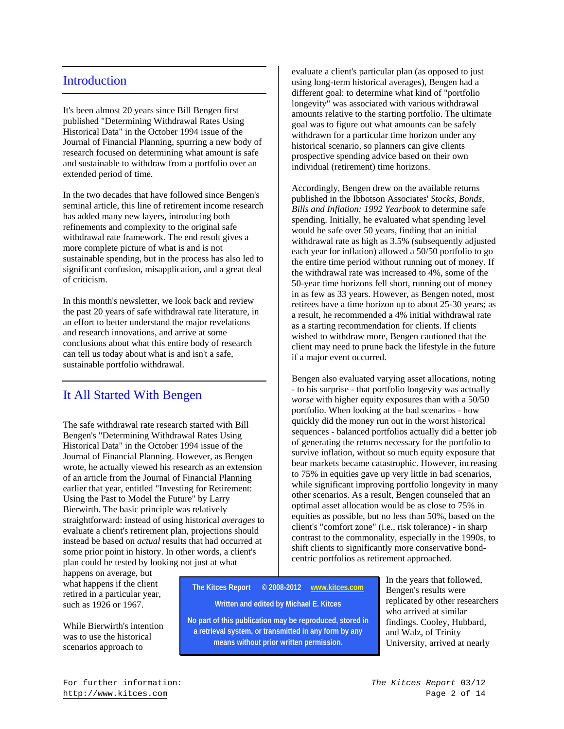## Introduction

It's been almost 20 years since Bill Bengen first published "Determining Withdrawal Rates Using Historical Data" in the October 1994 issue of the Journal of Financial Planning, spurring a new body of research focused on determining what amount is safe and sustainable to withdraw from a portfolio over an extended period of time.

In the two decades that have followed since Bengen's seminal article, this line of retirement income research has added many new layers, introducing both refinements and complexity to the original safe withdrawal rate framework. The end result gives a more complete picture of what is and is not sustainable spending, but in the process has also led to significant confusion, misapplication, and a great deal of criticism.

In this month's newsletter, we look back and review the past 20 years of safe withdrawal rate literature, in an effort to better understand the major revelations and research innovations, and arrive at some conclusions about what this entire body of research can tell us today about what is and isn't a safe, sustainable portfolio withdrawal.

## It All Started With Bengen

The safe withdrawal rate research started with Bill Bengen's "Determining Withdrawal Rates Using Historical Data" in the October 1994 issue of the Journal of Financial Planning. However, as Bengen wrote, he actually viewed his research as an extension of an article from the Journal of Financial Planning earlier that year, entitled "Investing for Retirement: Using the Past to Model the Future" by Larry Bierwirth. The basic principle was relatively straightforward: instead of using historical *averages* to evaluate a client's retirement plan, projections should instead be based on *actual* results that had occurred at some prior point in history. In other words, a client's plan could be tested by looking not just at what happens on average, but what happens if the client retired in a particular year, such as 1926 or 1967.

While Bierwirth's intention was to use the historical scenarios approach to evaluate a client's particular plan (as opposed to just using long-term historical averages), Bengen had a different goal: to determine what kind of "portfolio longevity" was associated with various withdrawal amounts relative to the starting portfolio. The ultimate goal was to figure out what amounts can be safely withdrawn for a particular time horizon under any historical scenario, so planners can give clients prospective spending advice based on their own individual (retirement) time horizons.

Accordingly, Bengen drew on the available returns published in the Ibbotson Associates' *Stocks, Bonds, Bills and Inflation: 1992 Yearbook* to determine safe spending. Initially, he evaluated what spending level would be safe over 50 years, finding that an initial withdrawal rate as high as 3.5% (subsequently adjusted each year for inflation) allowed a 50/50 portfolio to go the entire time period without running out of money. If the withdrawal rate was increased to 4%, some of the 50-year time horizons fell short, running out of money in as few as 33 years. However, as Bengen noted, most retirees have a time horizon up to about 25-30 years; as a result, he recommended a 4% initial withdrawal rate as a starting recommendation for clients. If clients wished to withdraw more, Bengen cautioned that the client may need to prune back the lifestyle in the future if a major event occurred.

Bengen also evaluated varying asset allocations, noting - to his surprise - that portfolio longevity was actually *worse* with higher equity exposures than with a 50/50 portfolio. When looking at the bad scenarios - how quickly did the money run out in the worst historical sequences - balanced portfolios actually did a better job of generating the returns necessary for the portfolio to survive inflation, without so much equity exposure that bear markets became catastrophic. However, increasing to 75% in equities gave up very little in bad scenarios, while significant improving portfolio longevity in many other scenarios. As a result, Bengen counseled that an optimal asset allocation would be as close to 75% in equities as possible, but no less than 50%, based on the client's "comfort zone" (i.e., risk tolerance) - in sharp contrast to the commonality, especially in the 1990s, to shift clients to significantly more conservative bond-centric portfolios as retirement approached.

> **The Kitces Report © 2008-2012 www.kitces.com**
>
> **Written and edited by Michael E. Kitces**
>
> **No part of this publication may be reproduced, stored in a retrieval system, or transmitted in any form by any means without prior written permission.**

In the years that followed, Bengen's results were replicated by other researchers who arrived at similar findings. Cooley, Hubbard, and Walz, of Trinity University, arrived at nearly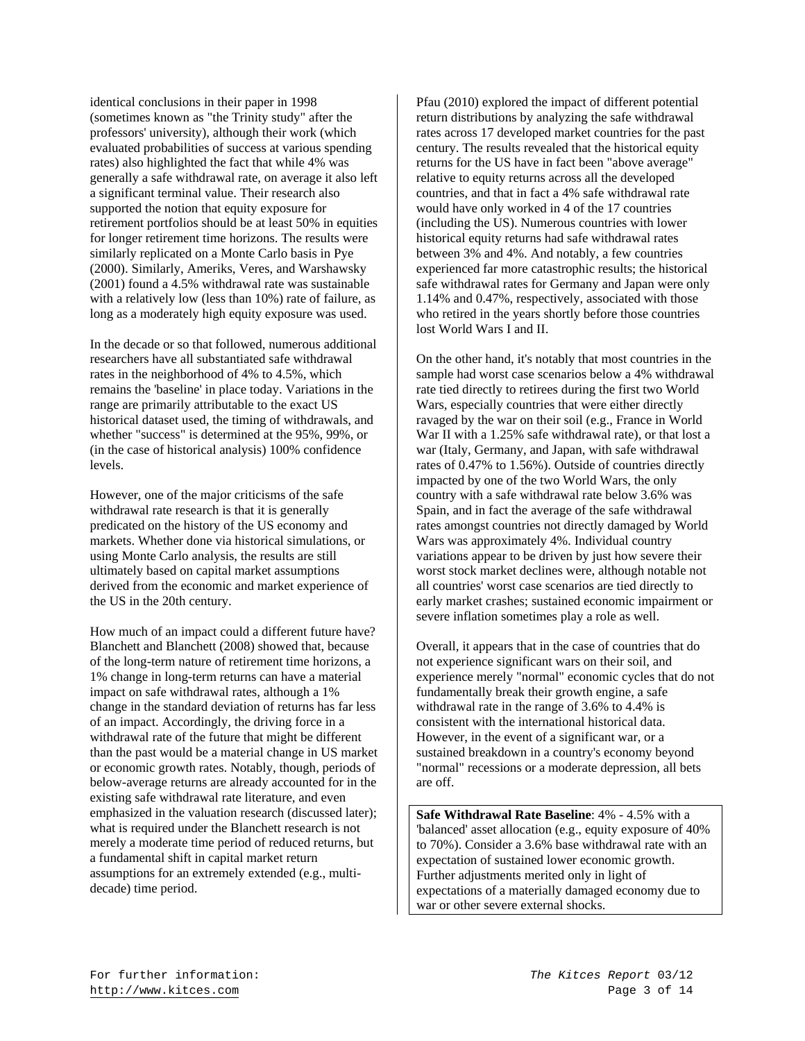identical conclusions in their paper in 1998 (sometimes known as "the Trinity study" after the professors' university), although their work (which evaluated probabilities of success at various spending rates) also highlighted the fact that while 4% was generally a safe withdrawal rate, on average it also left a significant terminal value. Their research also supported the notion that equity exposure for retirement portfolios should be at least 50% in equities for longer retirement time horizons. The results were similarly replicated on a Monte Carlo basis in Pye (2000). Similarly, Ameriks, Veres, and Warshawsky (2001) found a 4.5% withdrawal rate was sustainable with a relatively low (less than 10%) rate of failure, as long as a moderately high equity exposure was used.

In the decade or so that followed, numerous additional researchers have all substantiated safe withdrawal rates in the neighborhood of 4% to 4.5%, which remains the 'baseline' in place today. Variations in the range are primarily attributable to the exact US historical dataset used, the timing of withdrawals, and whether "success" is determined at the 95%, 99%, or (in the case of historical analysis) 100% confidence levels.

However, one of the major criticisms of the safe withdrawal rate research is that it is generally predicated on the history of the US economy and markets. Whether done via historical simulations, or using Monte Carlo analysis, the results are still ultimately based on capital market assumptions derived from the economic and market experience of the US in the 20th century.

How much of an impact could a different future have? Blanchett and Blanchett (2008) showed that, because of the long-term nature of retirement time horizons, a 1% change in long-term returns can have a material impact on safe withdrawal rates, although a 1% change in the standard deviation of returns has far less of an impact. Accordingly, the driving force in a withdrawal rate of the future that might be different than the past would be a material change in US market or economic growth rates. Notably, though, periods of below-average returns are already accounted for in the existing safe withdrawal rate literature, and even emphasized in the valuation research (discussed later); what is required under the Blanchett research is not merely a moderate time period of reduced returns, but a fundamental shift in capital market return assumptions for an extremely extended (e.g., multi-decade) time period.

Pfau (2010) explored the impact of different potential return distributions by analyzing the safe withdrawal rates across 17 developed market countries for the past century. The results revealed that the historical equity returns for the US have in fact been "above average" relative to equity returns across all the developed countries, and that in fact a 4% safe withdrawal rate would have only worked in 4 of the 17 countries (including the US). Numerous countries with lower historical equity returns had safe withdrawal rates between 3% and 4%. And notably, a few countries experienced far more catastrophic results; the historical safe withdrawal rates for Germany and Japan were only 1.14% and 0.47%, respectively, associated with those who retired in the years shortly before those countries lost World Wars I and II.

On the other hand, it's notably that most countries in the sample had worst case scenarios below a 4% withdrawal rate tied directly to retirees during the first two World Wars, especially countries that were either directly ravaged by the war on their soil (e.g., France in World War II with a 1.25% safe withdrawal rate), or that lost a war (Italy, Germany, and Japan, with safe withdrawal rates of 0.47% to 1.56%). Outside of countries directly impacted by one of the two World Wars, the only country with a safe withdrawal rate below 3.6% was Spain, and in fact the average of the safe withdrawal rates amongst countries not directly damaged by World Wars was approximately 4%. Individual country variations appear to be driven by just how severe their worst stock market declines were, although notable not all countries' worst case scenarios are tied directly to early market crashes; sustained economic impairment or severe inflation sometimes play a role as well.

Overall, it appears that in the case of countries that do not experience significant wars on their soil, and experience merely "normal" economic cycles that do not fundamentally break their growth engine, a safe withdrawal rate in the range of 3.6% to 4.4% is consistent with the international historical data. However, in the event of a significant war, or a sustained breakdown in a country's economy beyond "normal" recessions or a moderate depression, all bets are off.

**Safe Withdrawal Rate Baseline**: 4% - 4.5% with a 'balanced' asset allocation (e.g., equity exposure of 40% to 70%). Consider a 3.6% base withdrawal rate with an expectation of sustained lower economic growth. Further adjustments merited only in light of expectations of a materially damaged economy due to war or other severe external shocks.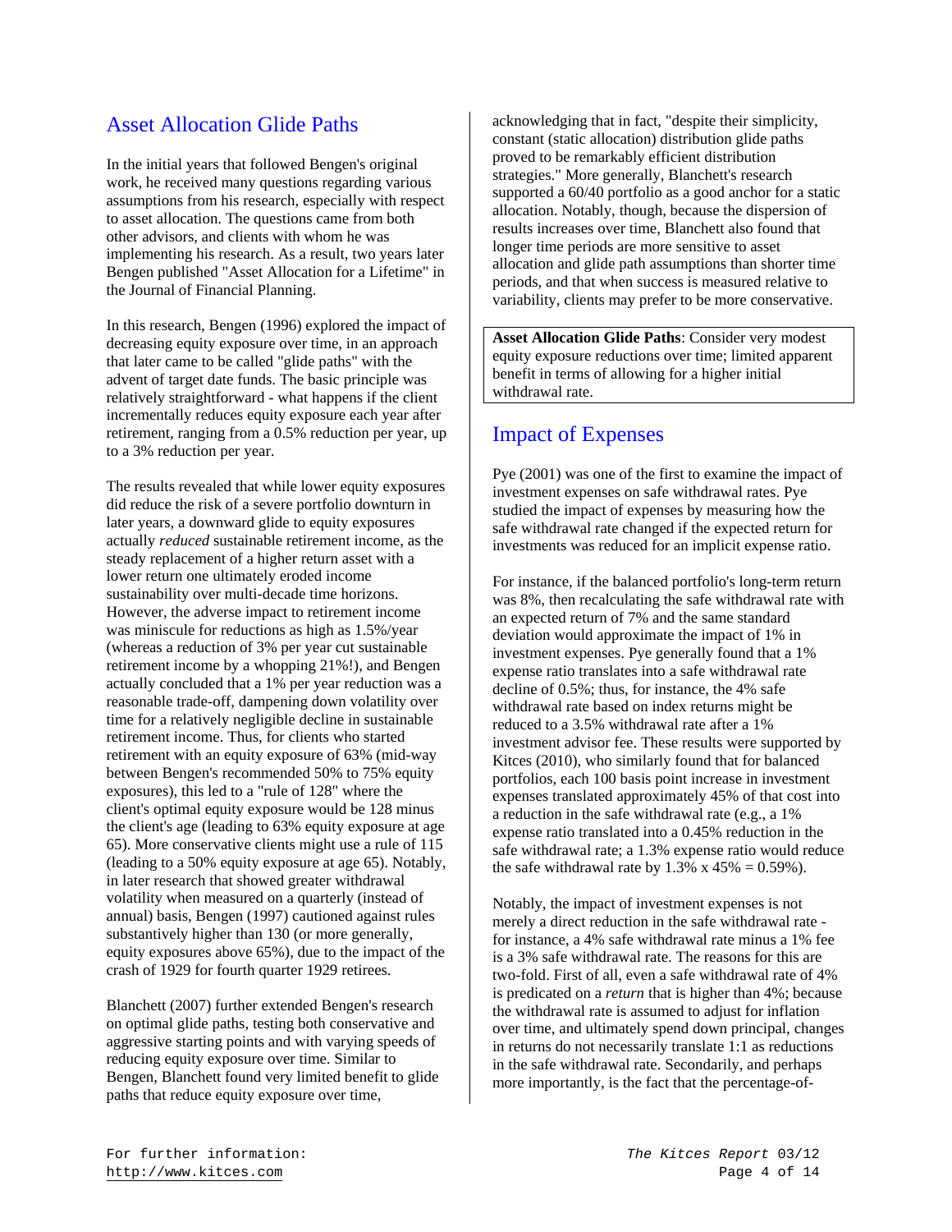## Asset Allocation Glide Paths

In the initial years that followed Bengen's original work, he received many questions regarding various assumptions from his research, especially with respect to asset allocation. The questions came from both other advisors, and clients with whom he was implementing his research. As a result, two years later Bengen published "Asset Allocation for a Lifetime" in the Journal of Financial Planning.

In this research, Bengen (1996) explored the impact of decreasing equity exposure over time, in an approach that later came to be called "glide paths" with the advent of target date funds. The basic principle was relatively straightforward - what happens if the client incrementally reduces equity exposure each year after retirement, ranging from a 0.5% reduction per year, up to a 3% reduction per year.

The results revealed that while lower equity exposures did reduce the risk of a severe portfolio downturn in later years, a downward glide to equity exposures actually *reduced* sustainable retirement income, as the steady replacement of a higher return asset with a lower return one ultimately eroded income sustainability over multi-decade time horizons. However, the adverse impact to retirement income was miniscule for reductions as high as 1.5%/year (whereas a reduction of 3% per year cut sustainable retirement income by a whopping 21%!), and Bengen actually concluded that a 1% per year reduction was a reasonable trade-off, dampening down volatility over time for a relatively negligible decline in sustainable retirement income. Thus, for clients who started retirement with an equity exposure of 63% (mid-way between Bengen's recommended 50% to 75% equity exposures), this led to a "rule of 128" where the client's optimal equity exposure would be 128 minus the client's age (leading to 63% equity exposure at age 65). More conservative clients might use a rule of 115 (leading to a 50% equity exposure at age 65). Notably, in later research that showed greater withdrawal volatility when measured on a quarterly (instead of annual) basis, Bengen (1997) cautioned against rules substantively higher than 130 (or more generally, equity exposures above 65%), due to the impact of the crash of 1929 for fourth quarter 1929 retirees.

Blanchett (2007) further extended Bengen's research on optimal glide paths, testing both conservative and aggressive starting points and with varying speeds of reducing equity exposure over time. Similar to Bengen, Blanchett found very limited benefit to glide paths that reduce equity exposure over time, acknowledging that in fact, "despite their simplicity, constant (static allocation) distribution glide paths proved to be remarkably efficient distribution strategies." More generally, Blanchett's research supported a 60/40 portfolio as a good anchor for a static allocation. Notably, though, because the dispersion of results increases over time, Blanchett also found that longer time periods are more sensitive to asset allocation and glide path assumptions than shorter time periods, and that when success is measured relative to variability, clients may prefer to be more conservative.

**Asset Allocation Glide Paths**: Consider very modest equity exposure reductions over time; limited apparent benefit in terms of allowing for a higher initial withdrawal rate.

## Impact of Expenses

Pye (2001) was one of the first to examine the impact of investment expenses on safe withdrawal rates. Pye studied the impact of expenses by measuring how the safe withdrawal rate changed if the expected return for investments was reduced for an implicit expense ratio.

For instance, if the balanced portfolio's long-term return was 8%, then recalculating the safe withdrawal rate with an expected return of 7% and the same standard deviation would approximate the impact of 1% in investment expenses. Pye generally found that a 1% expense ratio translates into a safe withdrawal rate decline of 0.5%; thus, for instance, the 4% safe withdrawal rate based on index returns might be reduced to a 3.5% withdrawal rate after a 1% investment advisor fee. These results were supported by Kitces (2010), who similarly found that for balanced portfolios, each 100 basis point increase in investment expenses translated approximately 45% of that cost into a reduction in the safe withdrawal rate (e.g., a 1% expense ratio translated into a 0.45% reduction in the safe withdrawal rate; a 1.3% expense ratio would reduce the safe withdrawal rate by 1.3% x 45% = 0.59%).

Notably, the impact of investment expenses is not merely a direct reduction in the safe withdrawal rate - for instance, a 4% safe withdrawal rate minus a 1% fee is a 3% safe withdrawal rate. The reasons for this are two-fold. First of all, even a safe withdrawal rate of 4% is predicated on a *return* that is higher than 4%; because the withdrawal rate is assumed to adjust for inflation over time, and ultimately spend down principal, changes in returns do not necessarily translate 1:1 as reductions in the safe withdrawal rate. Secondarily, and perhaps more importantly, is the fact that the percentage-of-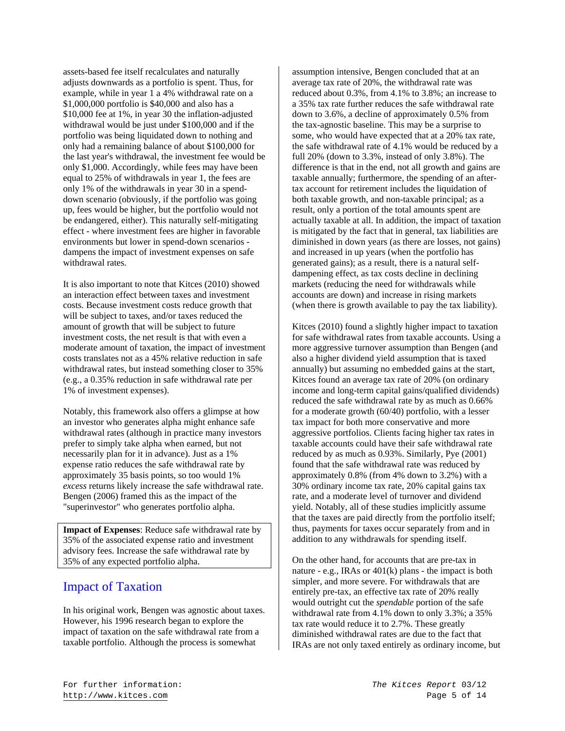assets-based fee itself recalculates and naturally adjusts downwards as a portfolio is spent. Thus, for example, while in year 1 a 4% withdrawal rate on a $1,000,000 portfolio is $40,000 and also has a $10,000 fee at 1%, in year 30 the inflation-adjusted withdrawal would be just under $100,000 and if the portfolio was being liquidated down to nothing and only had a remaining balance of about $100,000 for the last year's withdrawal, the investment fee would be only $1,000. Accordingly, while fees may have been equal to 25% of withdrawals in year 1, the fees are only 1% of the withdrawals in year 30 in a spend-down scenario (obviously, if the portfolio was going up, fees would be higher, but the portfolio would not be endangered, either). This naturally self-mitigating effect - where investment fees are higher in favorable environments but lower in spend-down scenarios - dampens the impact of investment expenses on safe withdrawal rates.

It is also important to note that Kitces (2010) showed an interaction effect between taxes and investment costs. Because investment costs reduce growth that will be subject to taxes, and/or taxes reduced the amount of growth that will be subject to future investment costs, the net result is that with even a moderate amount of taxation, the impact of investment costs translates not as a 45% relative reduction in safe withdrawal rates, but instead something closer to 35% (e.g., a 0.35% reduction in safe withdrawal rate per 1% of investment expenses).

Notably, this framework also offers a glimpse at how an investor who generates alpha might enhance safe withdrawal rates (although in practice many investors prefer to simply take alpha when earned, but not necessarily plan for it in advance). Just as a 1% expense ratio reduces the safe withdrawal rate by approximately 35 basis points, so too would 1% *excess* returns likely increase the safe withdrawal rate. Bengen (2006) framed this as the impact of the "superinvestor" who generates portfolio alpha.

> **Impact of Expenses**: Reduce safe withdrawal rate by 35% of the associated expense ratio and investment advisory fees. Increase the safe withdrawal rate by 35% of any expected portfolio alpha.

## Impact of Taxation

In his original work, Bengen was agnostic about taxes. However, his 1996 research began to explore the impact of taxation on the safe withdrawal rate from a taxable portfolio. Although the process is somewhat assumption intensive, Bengen concluded that at an average tax rate of 20%, the withdrawal rate was reduced about 0.3%, from 4.1% to 3.8%; an increase to a 35% tax rate further reduces the safe withdrawal rate down to 3.6%, a decline of approximately 0.5% from the tax-agnostic baseline. This may be a surprise to some, who would have expected that at a 20% tax rate, the safe withdrawal rate of 4.1% would be reduced by a full 20% (down to 3.3%, instead of only 3.8%). The difference is that in the end, not all growth and gains are taxable annually; furthermore, the spending of an after-tax account for retirement includes the liquidation of both taxable growth, and non-taxable principal; as a result, only a portion of the total amounts spent are actually taxable at all. In addition, the impact of taxation is mitigated by the fact that in general, tax liabilities are diminished in down years (as there are losses, not gains) and increased in up years (when the portfolio has generated gains); as a result, there is a natural self-dampening effect, as tax costs decline in declining markets (reducing the need for withdrawals while accounts are down) and increase in rising markets (when there is growth available to pay the tax liability).

Kitces (2010) found a slightly higher impact to taxation for safe withdrawal rates from taxable accounts. Using a more aggressive turnover assumption than Bengen (and also a higher dividend yield assumption that is taxed annually) but assuming no embedded gains at the start, Kitces found an average tax rate of 20% (on ordinary income and long-term capital gains/qualified dividends) reduced the safe withdrawal rate by as much as 0.66% for a moderate growth (60/40) portfolio, with a lesser tax impact for both more conservative and more aggressive portfolios. Clients facing higher tax rates in taxable accounts could have their safe withdrawal rate reduced by as much as 0.93%. Similarly, Pye (2001) found that the safe withdrawal rate was reduced by approximately 0.8% (from 4% down to 3.2%) with a 30% ordinary income tax rate, 20% capital gains tax rate, and a moderate level of turnover and dividend yield. Notably, all of these studies implicitly assume that the taxes are paid directly from the portfolio itself; thus, payments for taxes occur separately from and in addition to any withdrawals for spending itself.

On the other hand, for accounts that are pre-tax in nature - e.g., IRAs or 401(k) plans - the impact is both simpler, and more severe. For withdrawals that are entirely pre-tax, an effective tax rate of 20% really would outright cut the *spendable* portion of the safe withdrawal rate from 4.1% down to only 3.3%; a 35% tax rate would reduce it to 2.7%. These greatly diminished withdrawal rates are due to the fact that IRAs are not only taxed entirely as ordinary income, but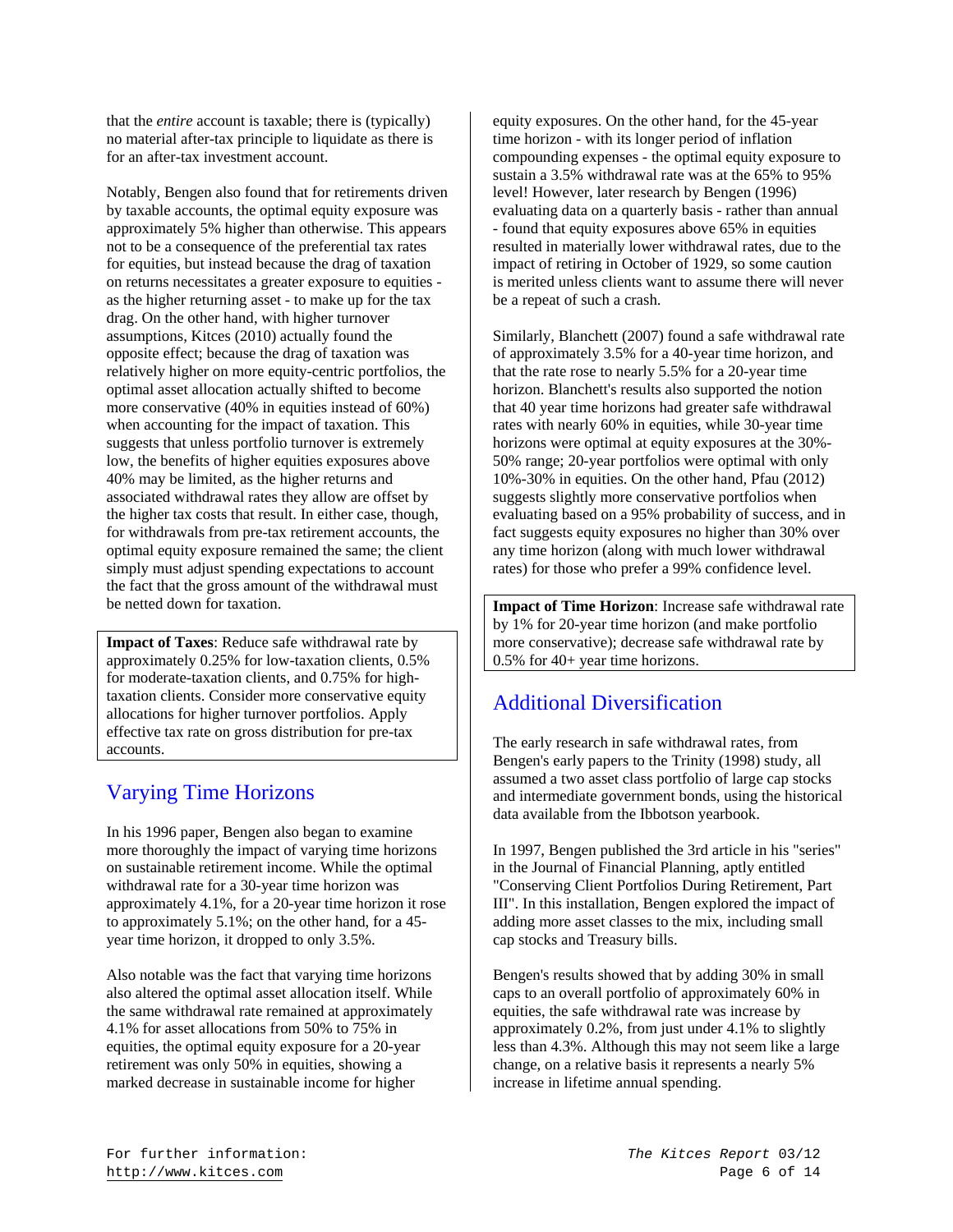that the *entire* account is taxable; there is (typically) no material after-tax principle to liquidate as there is for an after-tax investment account.

Notably, Bengen also found that for retirements driven by taxable accounts, the optimal equity exposure was approximately 5% higher than otherwise. This appears not to be a consequence of the preferential tax rates for equities, but instead because the drag of taxation on returns necessitates a greater exposure to equities - as the higher returning asset - to make up for the tax drag. On the other hand, with higher turnover assumptions, Kitces (2010) actually found the opposite effect; because the drag of taxation was relatively higher on more equity-centric portfolios, the optimal asset allocation actually shifted to become more conservative (40% in equities instead of 60%) when accounting for the impact of taxation. This suggests that unless portfolio turnover is extremely low, the benefits of higher equities exposures above 40% may be limited, as the higher returns and associated withdrawal rates they allow are offset by the higher tax costs that result. In either case, though, for withdrawals from pre-tax retirement accounts, the optimal equity exposure remained the same; the client simply must adjust spending expectations to account the fact that the gross amount of the withdrawal must be netted down for taxation.

> **Impact of Taxes**: Reduce safe withdrawal rate by approximately 0.25% for low-taxation clients, 0.5% for moderate-taxation clients, and 0.75% for high-taxation clients. Consider more conservative equity allocations for higher turnover portfolios. Apply effective tax rate on gross distribution for pre-tax accounts.

## Varying Time Horizons

In his 1996 paper, Bengen also began to examine more thoroughly the impact of varying time horizons on sustainable retirement income. While the optimal withdrawal rate for a 30-year time horizon was approximately 4.1%, for a 20-year time horizon it rose to approximately 5.1%; on the other hand, for a 45-year time horizon, it dropped to only 3.5%.

Also notable was the fact that varying time horizons also altered the optimal asset allocation itself. While the same withdrawal rate remained at approximately 4.1% for asset allocations from 50% to 75% in equities, the optimal equity exposure for a 20-year retirement was only 50% in equities, showing a marked decrease in sustainable income for higher equity exposures. On the other hand, for the 45-year time horizon - with its longer period of inflation compounding expenses - the optimal equity exposure to sustain a 3.5% withdrawal rate was at the 65% to 95% level! However, later research by Bengen (1996) evaluating data on a quarterly basis - rather than annual - found that equity exposures above 65% in equities resulted in materially lower withdrawal rates, due to the impact of retiring in October of 1929, so some caution is merited unless clients want to assume there will never be a repeat of such a crash.

Similarly, Blanchett (2007) found a safe withdrawal rate of approximately 3.5% for a 40-year time horizon, and that the rate rose to nearly 5.5% for a 20-year time horizon. Blanchett's results also supported the notion that 40 year time horizons had greater safe withdrawal rates with nearly 60% in equities, while 30-year time horizons were optimal at equity exposures at the 30%-50% range; 20-year portfolios were optimal with only 10%-30% in equities. On the other hand, Pfau (2012) suggests slightly more conservative portfolios when evaluating based on a 95% probability of success, and in fact suggests equity exposures no higher than 30% over any time horizon (along with much lower withdrawal rates) for those who prefer a 99% confidence level.

> **Impact of Time Horizon**: Increase safe withdrawal rate by 1% for 20-year time horizon (and make portfolio more conservative); decrease safe withdrawal rate by 0.5% for 40+ year time horizons.

## Additional Diversification

The early research in safe withdrawal rates, from Bengen's early papers to the Trinity (1998) study, all assumed a two asset class portfolio of large cap stocks and intermediate government bonds, using the historical data available from the Ibbotson yearbook.

In 1997, Bengen published the 3rd article in his "series" in the Journal of Financial Planning, aptly entitled "Conserving Client Portfolios During Retirement, Part III". In this installation, Bengen explored the impact of adding more asset classes to the mix, including small cap stocks and Treasury bills.

Bengen's results showed that by adding 30% in small caps to an overall portfolio of approximately 60% in equities, the safe withdrawal rate was increase by approximately 0.2%, from just under 4.1% to slightly less than 4.3%. Although this may not seem like a large change, on a relative basis it represents a nearly 5% increase in lifetime annual spending.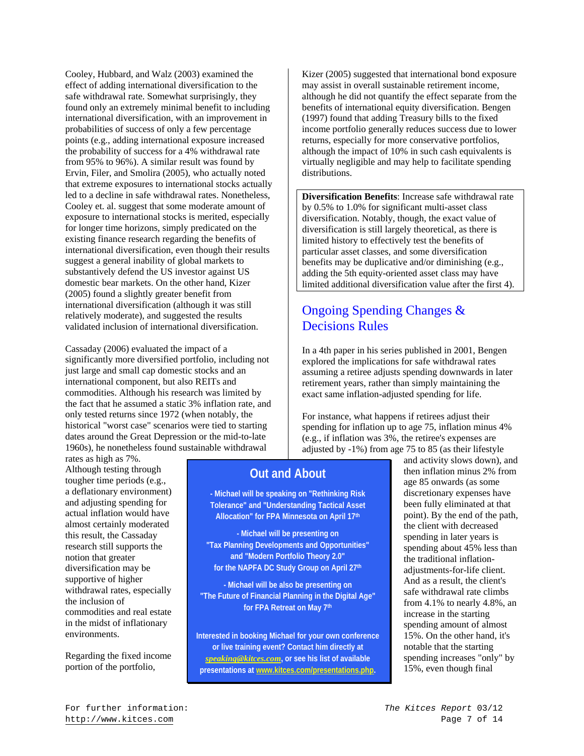Cooley, Hubbard, and Walz (2003) examined the effect of adding international diversification to the safe withdrawal rate. Somewhat surprisingly, they found only an extremely minimal benefit to including international diversification, with an improvement in probabilities of success of only a few percentage points (e.g., adding international exposure increased the probability of success for a 4% withdrawal rate from 95% to 96%). A similar result was found by Ervin, Filer, and Smolira (2005), who actually noted that extreme exposures to international stocks actually led to a decline in safe withdrawal rates. Nonetheless, Cooley et. al. suggest that some moderate amount of exposure to international stocks is merited, especially for longer time horizons, simply predicated on the existing finance research regarding the benefits of international diversification, even though their results suggest a general inability of global markets to substantively defend the US investor against US domestic bear markets. On the other hand, Kizer (2005) found a slightly greater benefit from international diversification (although it was still relatively moderate), and suggested the results validated inclusion of international diversification.

Cassaday (2006) evaluated the impact of a significantly more diversified portfolio, including not just large and small cap domestic stocks and an international component, but also REITs and commodities. Although his research was limited by the fact that he assumed a static 3% inflation rate, and only tested returns since 1972 (when notably, the historical "worst case" scenarios were tied to starting dates around the Great Depression or the mid-to-late 1960s), he nonetheless found sustainable withdrawal rates as high as 7%. Although testing through tougher time periods (e.g., a deflationary environment) and adjusting spending for actual inflation would have almost certainly moderated this result, the Cassaday research still supports the notion that greater diversification may be supportive of higher withdrawal rates, especially the inclusion of commodities and real estate in the midst of inflationary environments.

Regarding the fixed income portion of the portfolio, Kizer (2005) suggested that international bond exposure may assist in overall sustainable retirement income, although he did not quantify the effect separate from the benefits of international equity diversification. Bengen (1997) found that adding Treasury bills to the fixed income portfolio generally reduces success due to lower returns, especially for more conservative portfolios, although the impact of 10% in such cash equivalents is virtually negligible and may help to facilitate spending distributions.

**Diversification Benefits**: Increase safe withdrawal rate by 0.5% to 1.0% for significant multi-asset class diversification. Notably, though, the exact value of diversification is still largely theoretical, as there is limited history to effectively test the benefits of particular asset classes, and some diversification benefits may be duplicative and/or diminishing (e.g., adding the 5th equity-oriented asset class may have limited additional diversification value after the first 4).

## Ongoing Spending Changes & Decisions Rules

In a 4th paper in his series published in 2001, Bengen explored the implications for safe withdrawal rates assuming a retiree adjusts spending downwards in later retirement years, rather than simply maintaining the exact same inflation-adjusted spending for life.

For instance, what happens if retirees adjust their spending for inflation up to age 75, inflation minus 4% (e.g., if inflation was 3%, the retiree's expenses are adjusted by -1%) from age 75 to 85 (as their lifestyle and activity slows down), and then inflation minus 2% from age 85 onwards (as some discretionary expenses have been fully eliminated at that point). By the end of the path, the client with decreased spending in later years is spending about 45% less than the traditional inflation-adjustments-for-life client. And as a result, the client's safe withdrawal rate climbs from 4.1% to nearly 4.8%, an increase in the starting spending amount of almost 15%. On the other hand, it's notable that the starting spending increases "only" by 15%, even though final

### Out and About

**- Michael will be speaking on "Rethinking Risk Tolerance" and "Understanding Tactical Asset Allocation" for FPA Minnesota on April 17th**

**- Michael will be presenting on "Tax Planning Developments and Opportunities" and "Modern Portfolio Theory 2.0" for the NAPFA DC Study Group on April 27th**

**- Michael will be also be presenting on "The Future of Financial Planning in the Digital Age" for FPA Retreat on May 7th**

**Interested in booking Michael for your own conference or live training event? Contact him directly at *speaking@kitces.com*, or see his list of available presentations at www.kitces.com/presentations.php.**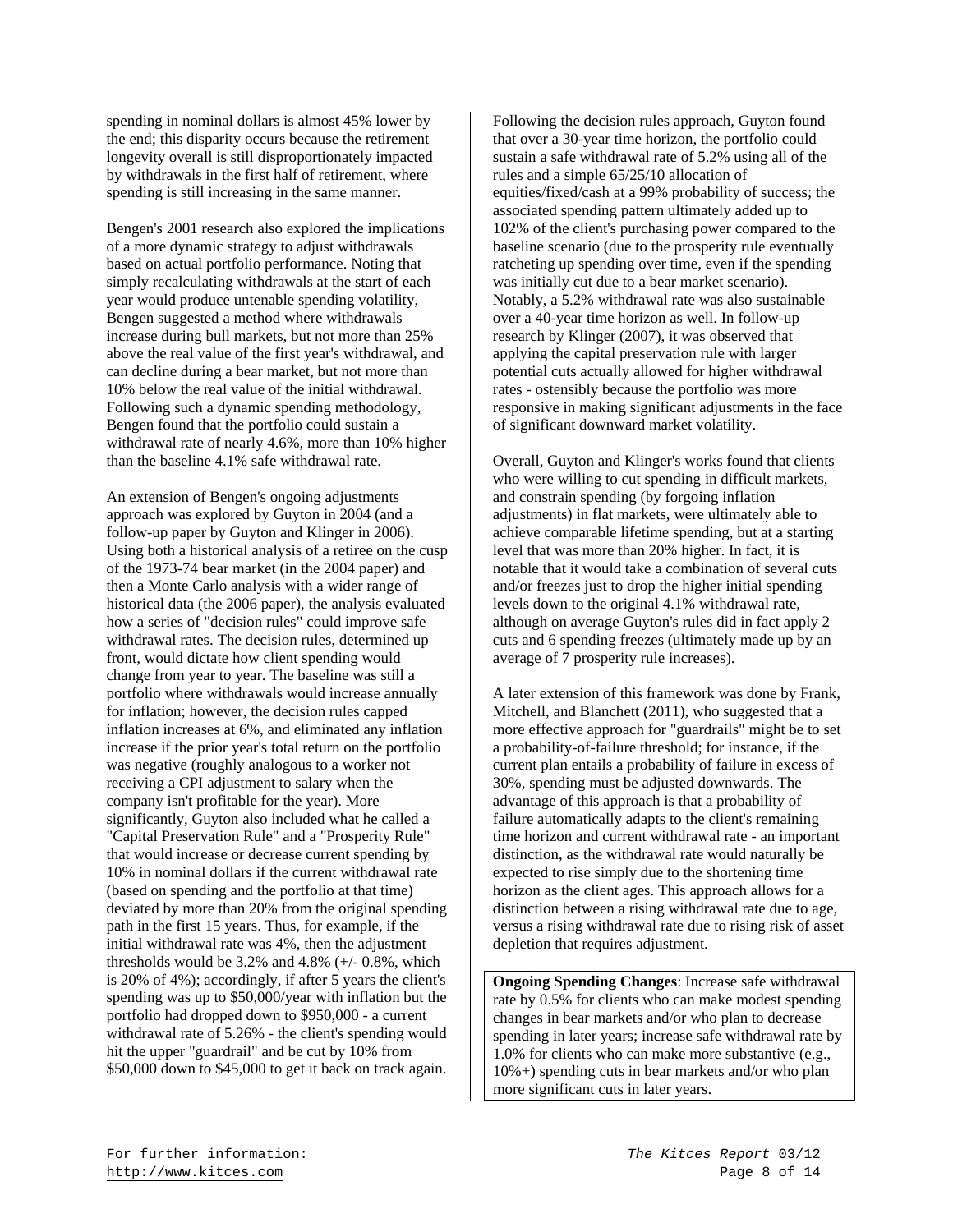spending in nominal dollars is almost 45% lower by the end; this disparity occurs because the retirement longevity overall is still disproportionately impacted by withdrawals in the first half of retirement, where spending is still increasing in the same manner.

Bengen's 2001 research also explored the implications of a more dynamic strategy to adjust withdrawals based on actual portfolio performance. Noting that simply recalculating withdrawals at the start of each year would produce untenable spending volatility, Bengen suggested a method where withdrawals increase during bull markets, but not more than 25% above the real value of the first year's withdrawal, and can decline during a bear market, but not more than 10% below the real value of the initial withdrawal. Following such a dynamic spending methodology, Bengen found that the portfolio could sustain a withdrawal rate of nearly 4.6%, more than 10% higher than the baseline 4.1% safe withdrawal rate.

An extension of Bengen's ongoing adjustments approach was explored by Guyton in 2004 (and a follow-up paper by Guyton and Klinger in 2006). Using both a historical analysis of a retiree on the cusp of the 1973-74 bear market (in the 2004 paper) and then a Monte Carlo analysis with a wider range of historical data (the 2006 paper), the analysis evaluated how a series of "decision rules" could improve safe withdrawal rates. The decision rules, determined up front, would dictate how client spending would change from year to year. The baseline was still a portfolio where withdrawals would increase annually for inflation; however, the decision rules capped inflation increases at 6%, and eliminated any inflation increase if the prior year's total return on the portfolio was negative (roughly analogous to a worker not receiving a CPI adjustment to salary when the company isn't profitable for the year). More significantly, Guyton also included what he called a "Capital Preservation Rule" and a "Prosperity Rule" that would increase or decrease current spending by 10% in nominal dollars if the current withdrawal rate (based on spending and the portfolio at that time) deviated by more than 20% from the original spending path in the first 15 years. Thus, for example, if the initial withdrawal rate was 4%, then the adjustment thresholds would be 3.2% and 4.8% (+/- 0.8%, which is 20% of 4%); accordingly, if after 5 years the client's spending was up to $50,000/year with inflation but the portfolio had dropped down to $950,000 - a current withdrawal rate of 5.26% - the client's spending would hit the upper "guardrail" and be cut by 10% from $50,000 down to $45,000 to get it back on track again.

Following the decision rules approach, Guyton found that over a 30-year time horizon, the portfolio could sustain a safe withdrawal rate of 5.2% using all of the rules and a simple 65/25/10 allocation of equities/fixed/cash at a 99% probability of success; the associated spending pattern ultimately added up to 102% of the client's purchasing power compared to the baseline scenario (due to the prosperity rule eventually ratcheting up spending over time, even if the spending was initially cut due to a bear market scenario). Notably, a 5.2% withdrawal rate was also sustainable over a 40-year time horizon as well. In follow-up research by Klinger (2007), it was observed that applying the capital preservation rule with larger potential cuts actually allowed for higher withdrawal rates - ostensibly because the portfolio was more responsive in making significant adjustments in the face of significant downward market volatility.

Overall, Guyton and Klinger's works found that clients who were willing to cut spending in difficult markets, and constrain spending (by forgoing inflation adjustments) in flat markets, were ultimately able to achieve comparable lifetime spending, but at a starting level that was more than 20% higher. In fact, it is notable that it would take a combination of several cuts and/or freezes just to drop the higher initial spending levels down to the original 4.1% withdrawal rate, although on average Guyton's rules did in fact apply 2 cuts and 6 spending freezes (ultimately made up by an average of 7 prosperity rule increases).

A later extension of this framework was done by Frank, Mitchell, and Blanchett (2011), who suggested that a more effective approach for "guardrails" might be to set a probability-of-failure threshold; for instance, if the current plan entails a probability of failure in excess of 30%, spending must be adjusted downwards. The advantage of this approach is that a probability of failure automatically adapts to the client's remaining time horizon and current withdrawal rate - an important distinction, as the withdrawal rate would naturally be expected to rise simply due to the shortening time horizon as the client ages. This approach allows for a distinction between a rising withdrawal rate due to age, versus a rising withdrawal rate due to rising risk of asset depletion that requires adjustment.

**Ongoing Spending Changes**: Increase safe withdrawal rate by 0.5% for clients who can make modest spending changes in bear markets and/or who plan to decrease spending in later years; increase safe withdrawal rate by 1.0% for clients who can make more substantive (e.g., 10%+) spending cuts in bear markets and/or who plan more significant cuts in later years.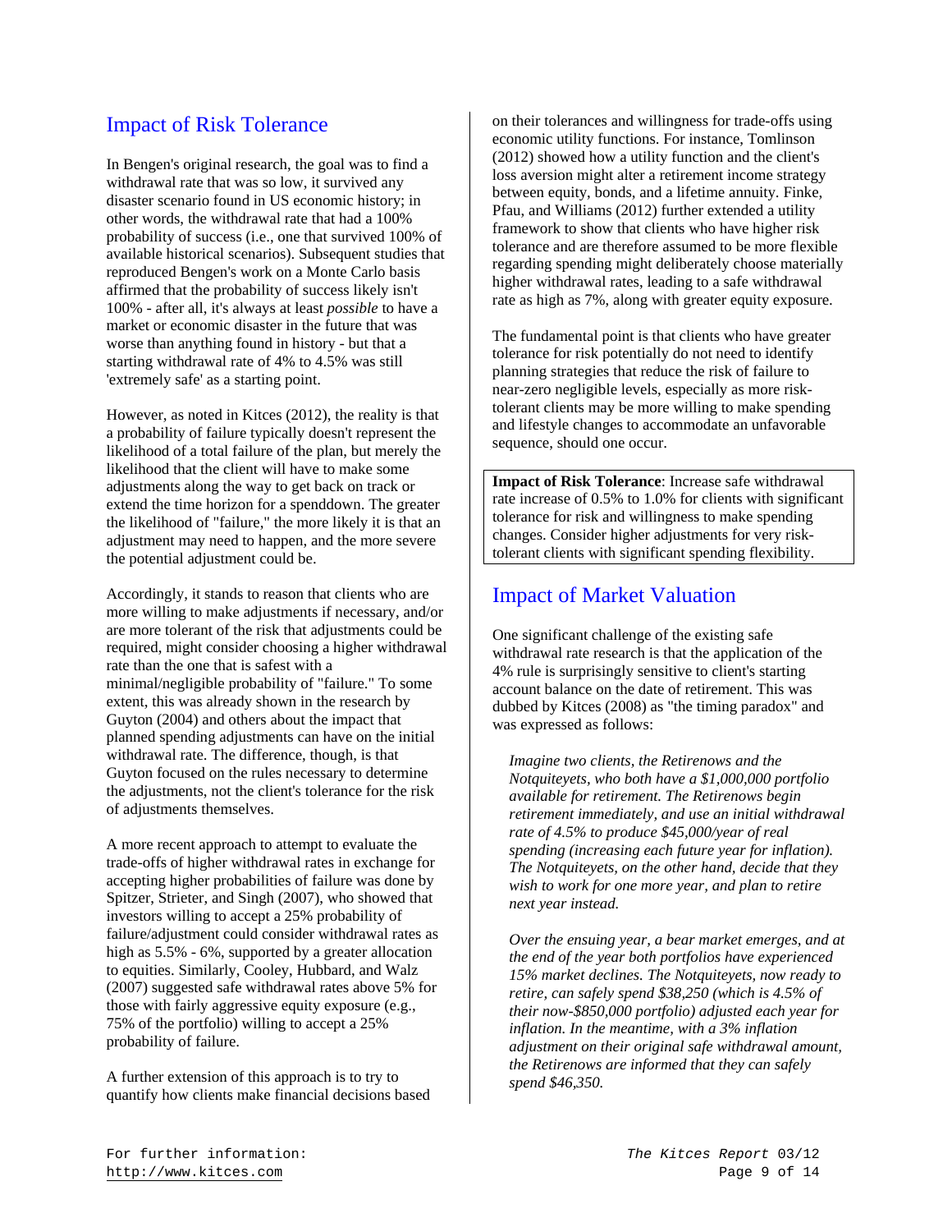## Impact of Risk Tolerance

In Bengen's original research, the goal was to find a withdrawal rate that was so low, it survived any disaster scenario found in US economic history; in other words, the withdrawal rate that had a 100% probability of success (i.e., one that survived 100% of available historical scenarios). Subsequent studies that reproduced Bengen's work on a Monte Carlo basis affirmed that the probability of success likely isn't 100% - after all, it's always at least *possible* to have a market or economic disaster in the future that was worse than anything found in history - but that a starting withdrawal rate of 4% to 4.5% was still 'extremely safe' as a starting point.

However, as noted in Kitces (2012), the reality is that a probability of failure typically doesn't represent the likelihood of a total failure of the plan, but merely the likelihood that the client will have to make some adjustments along the way to get back on track or extend the time horizon for a spenddown. The greater the likelihood of "failure," the more likely it is that an adjustment may need to happen, and the more severe the potential adjustment could be.

Accordingly, it stands to reason that clients who are more willing to make adjustments if necessary, and/or are more tolerant of the risk that adjustments could be required, might consider choosing a higher withdrawal rate than the one that is safest with a minimal/negligible probability of "failure." To some extent, this was already shown in the research by Guyton (2004) and others about the impact that planned spending adjustments can have on the initial withdrawal rate. The difference, though, is that Guyton focused on the rules necessary to determine the adjustments, not the client's tolerance for the risk of adjustments themselves.

A more recent approach to attempt to evaluate the trade-offs of higher withdrawal rates in exchange for accepting higher probabilities of failure was done by Spitzer, Strieter, and Singh (2007), who showed that investors willing to accept a 25% probability of failure/adjustment could consider withdrawal rates as high as 5.5% - 6%, supported by a greater allocation to equities. Similarly, Cooley, Hubbard, and Walz (2007) suggested safe withdrawal rates above 5% for those with fairly aggressive equity exposure (e.g., 75% of the portfolio) willing to accept a 25% probability of failure.

A further extension of this approach is to try to quantify how clients make financial decisions based on their tolerances and willingness for trade-offs using economic utility functions. For instance, Tomlinson (2012) showed how a utility function and the client's loss aversion might alter a retirement income strategy between equity, bonds, and a lifetime annuity. Finke, Pfau, and Williams (2012) further extended a utility framework to show that clients who have higher risk tolerance and are therefore assumed to be more flexible regarding spending might deliberately choose materially higher withdrawal rates, leading to a safe withdrawal rate as high as 7%, along with greater equity exposure.

The fundamental point is that clients who have greater tolerance for risk potentially do not need to identify planning strategies that reduce the risk of failure to near-zero negligible levels, especially as more risk-tolerant clients may be more willing to make spending and lifestyle changes to accommodate an unfavorable sequence, should one occur.

> **Impact of Risk Tolerance**: Increase safe withdrawal rate increase of 0.5% to 1.0% for clients with significant tolerance for risk and willingness to make spending changes. Consider higher adjustments for very risk-tolerant clients with significant spending flexibility.

## Impact of Market Valuation

One significant challenge of the existing safe withdrawal rate research is that the application of the 4% rule is surprisingly sensitive to client's starting account balance on the date of retirement. This was dubbed by Kitces (2008) as "the timing paradox" and was expressed as follows:

> *Imagine two clients, the Retirenows and the Notquiteyets, who both have a $1,000,000 portfolio available for retirement. The Retirenows begin retirement immediately, and use an initial withdrawal rate of 4.5% to produce $45,000/year of real spending (increasing each future year for inflation). The Notquiteyets, on the other hand, decide that they wish to work for one more year, and plan to retire next year instead.*
>
> *Over the ensuing year, a bear market emerges, and at the end of the year both portfolios have experienced 15% market declines. The Notquiteyets, now ready to retire, can safely spend $38,250 (which is 4.5% of their now-$850,000 portfolio) adjusted each year for inflation. In the meantime, with a 3% inflation adjustment on their original safe withdrawal amount, the Retirenows are informed that they can safely spend $46,350.*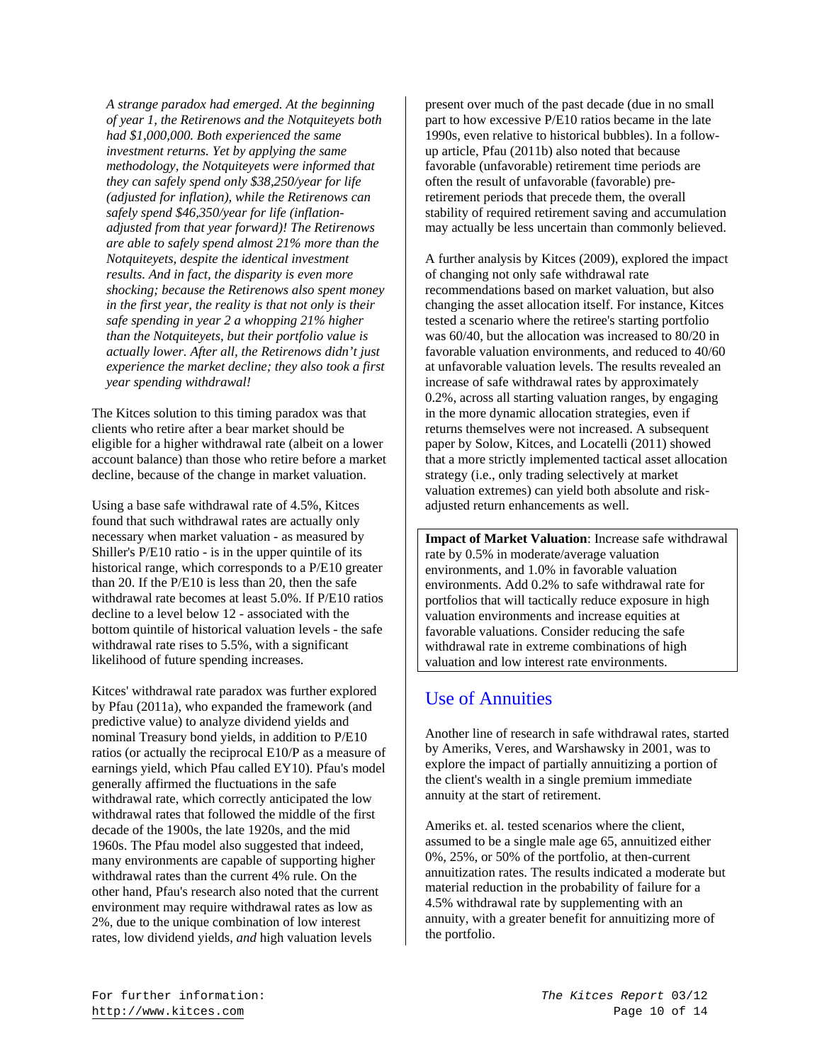*A strange paradox had emerged. At the beginning of year 1, the Retirenows and the Notquiteyets both had $1,000,000. Both experienced the same investment returns. Yet by applying the same methodology, the Notquiteyets were informed that they can safely spend only $38,250/year for life (adjusted for inflation), while the Retirenows can safely spend $46,350/year for life (inflation-adjusted from that year forward)! The Retirenows are able to safely spend almost 21% more than the Notquiteyets, despite the identical investment results. And in fact, the disparity is even more shocking; because the Retirenows also spent money in the first year, the reality is that not only is their safe spending in year 2 a whopping 21% higher than the Notquiteyets, but their portfolio value is actually lower. After all, the Retirenows didn't just experience the market decline; they also took a first year spending withdrawal!*

The Kitces solution to this timing paradox was that clients who retire after a bear market should be eligible for a higher withdrawal rate (albeit on a lower account balance) than those who retire before a market decline, because of the change in market valuation.

Using a base safe withdrawal rate of 4.5%, Kitces found that such withdrawal rates are actually only necessary when market valuation - as measured by Shiller's P/E10 ratio - is in the upper quintile of its historical range, which corresponds to a P/E10 greater than 20. If the P/E10 is less than 20, then the safe withdrawal rate becomes at least 5.0%. If P/E10 ratios decline to a level below 12 - associated with the bottom quintile of historical valuation levels - the safe withdrawal rate rises to 5.5%, with a significant likelihood of future spending increases.

Kitces' withdrawal rate paradox was further explored by Pfau (2011a), who expanded the framework (and predictive value) to analyze dividend yields and nominal Treasury bond yields, in addition to P/E10 ratios (or actually the reciprocal E10/P as a measure of earnings yield, which Pfau called EY10). Pfau's model generally affirmed the fluctuations in the safe withdrawal rate, which correctly anticipated the low withdrawal rates that followed the middle of the first decade of the 1900s, the late 1920s, and the mid 1960s. The Pfau model also suggested that indeed, many environments are capable of supporting higher withdrawal rates than the current 4% rule. On the other hand, Pfau's research also noted that the current environment may require withdrawal rates as low as 2%, due to the unique combination of low interest rates, low dividend yields, *and* high valuation levels present over much of the past decade (due in no small part to how excessive P/E10 ratios became in the late 1990s, even relative to historical bubbles). In a follow-up article, Pfau (2011b) also noted that because favorable (unfavorable) retirement time periods are often the result of unfavorable (favorable) pre-retirement periods that precede them, the overall stability of required retirement saving and accumulation may actually be less uncertain than commonly believed.

A further analysis by Kitces (2009), explored the impact of changing not only safe withdrawal rate recommendations based on market valuation, but also changing the asset allocation itself. For instance, Kitces tested a scenario where the retiree's starting portfolio was 60/40, but the allocation was increased to 80/20 in favorable valuation environments, and reduced to 40/60 at unfavorable valuation levels. The results revealed an increase of safe withdrawal rates by approximately 0.2%, across all starting valuation ranges, by engaging in the more dynamic allocation strategies, even if returns themselves were not increased. A subsequent paper by Solow, Kitces, and Locatelli (2011) showed that a more strictly implemented tactical asset allocation strategy (i.e., only trading selectively at market valuation extremes) can yield both absolute and risk-adjusted return enhancements as well.

**Impact of Market Valuation**: Increase safe withdrawal rate by 0.5% in moderate/average valuation environments, and 1.0% in favorable valuation environments. Add 0.2% to safe withdrawal rate for portfolios that will tactically reduce exposure in high valuation environments and increase equities at favorable valuations. Consider reducing the safe withdrawal rate in extreme combinations of high valuation and low interest rate environments.

## Use of Annuities

Another line of research in safe withdrawal rates, started by Ameriks, Veres, and Warshawsky in 2001, was to explore the impact of partially annuitizing a portion of the client's wealth in a single premium immediate annuity at the start of retirement.

Ameriks et. al. tested scenarios where the client, assumed to be a single male age 65, annuitized either 0%, 25%, or 50% of the portfolio, at then-current annuitization rates. The results indicated a moderate but material reduction in the probability of failure for a 4.5% withdrawal rate by supplementing with an annuity, with a greater benefit for annuitizing more of the portfolio.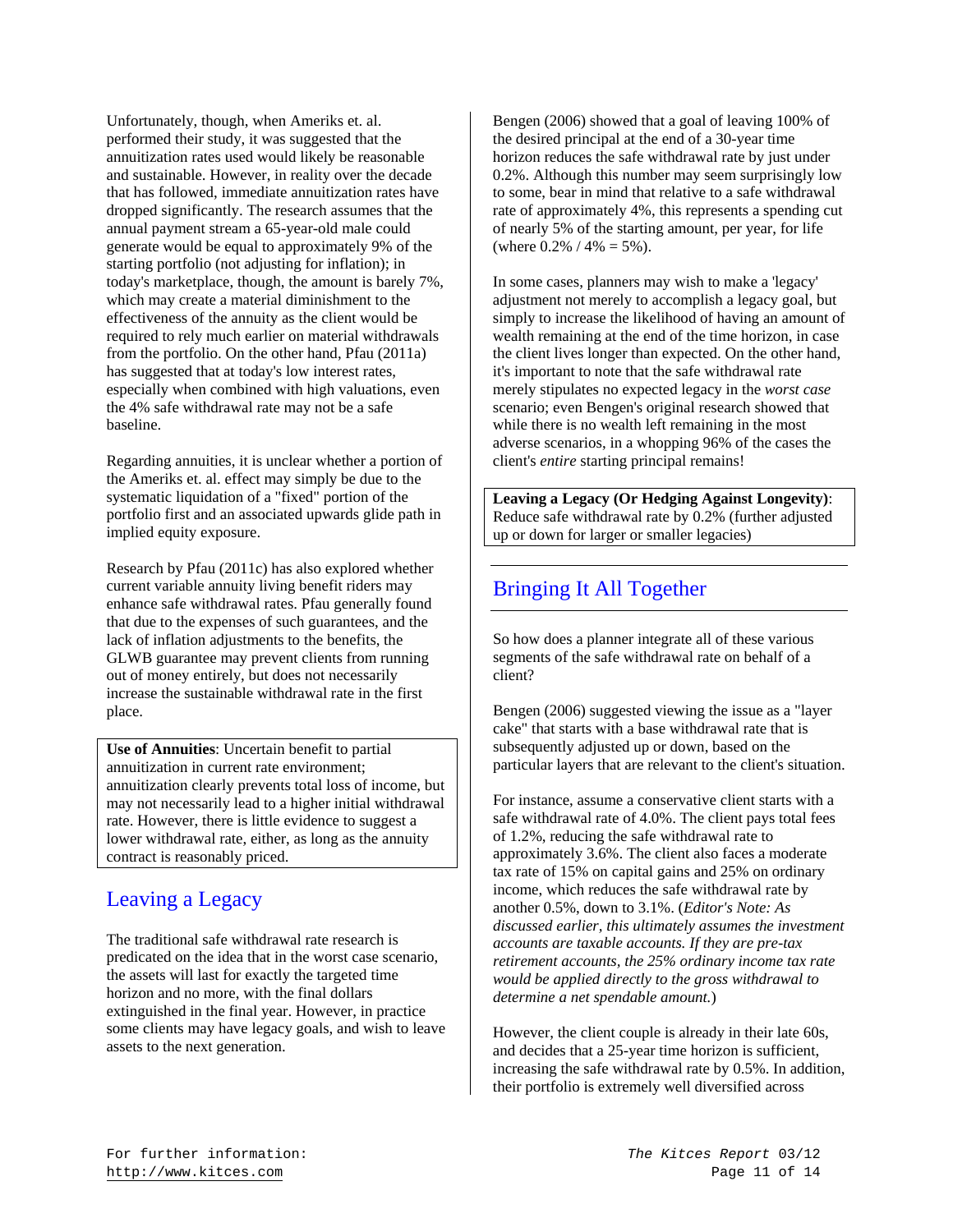Unfortunately, though, when Ameriks et. al. performed their study, it was suggested that the annuitization rates used would likely be reasonable and sustainable. However, in reality over the decade that has followed, immediate annuitization rates have dropped significantly. The research assumes that the annual payment stream a 65-year-old male could generate would be equal to approximately 9% of the starting portfolio (not adjusting for inflation); in today's marketplace, though, the amount is barely 7%, which may create a material diminishment to the effectiveness of the annuity as the client would be required to rely much earlier on material withdrawals from the portfolio. On the other hand, Pfau (2011a) has suggested that at today's low interest rates, especially when combined with high valuations, even the 4% safe withdrawal rate may not be a safe baseline.

Regarding annuities, it is unclear whether a portion of the Ameriks et. al. effect may simply be due to the systematic liquidation of a "fixed" portion of the portfolio first and an associated upwards glide path in implied equity exposure.

Research by Pfau (2011c) has also explored whether current variable annuity living benefit riders may enhance safe withdrawal rates. Pfau generally found that due to the expenses of such guarantees, and the lack of inflation adjustments to the benefits, the GLWB guarantee may prevent clients from running out of money entirely, but does not necessarily increase the sustainable withdrawal rate in the first place.

**Use of Annuities**: Uncertain benefit to partial annuitization in current rate environment; annuitization clearly prevents total loss of income, but may not necessarily lead to a higher initial withdrawal rate. However, there is little evidence to suggest a lower withdrawal rate, either, as long as the annuity contract is reasonably priced.

## Leaving a Legacy

The traditional safe withdrawal rate research is predicated on the idea that in the worst case scenario, the assets will last for exactly the targeted time horizon and no more, with the final dollars extinguished in the final year. However, in practice some clients may have legacy goals, and wish to leave assets to the next generation.

Bengen (2006) showed that a goal of leaving 100% of the desired principal at the end of a 30-year time horizon reduces the safe withdrawal rate by just under 0.2%. Although this number may seem surprisingly low to some, bear in mind that relative to a safe withdrawal rate of approximately 4%, this represents a spending cut of nearly 5% of the starting amount, per year, for life (where 0.2% / 4% = 5%).

In some cases, planners may wish to make a 'legacy' adjustment not merely to accomplish a legacy goal, but simply to increase the likelihood of having an amount of wealth remaining at the end of the time horizon, in case the client lives longer than expected. On the other hand, it's important to note that the safe withdrawal rate merely stipulates no expected legacy in the *worst case* scenario; even Bengen's original research showed that while there is no wealth left remaining in the most adverse scenarios, in a whopping 96% of the cases the client's *entire* starting principal remains!

**Leaving a Legacy (Or Hedging Against Longevity)**: Reduce safe withdrawal rate by 0.2% (further adjusted up or down for larger or smaller legacies)

## Bringing It All Together

So how does a planner integrate all of these various segments of the safe withdrawal rate on behalf of a client?

Bengen (2006) suggested viewing the issue as a "layer cake" that starts with a base withdrawal rate that is subsequently adjusted up or down, based on the particular layers that are relevant to the client's situation.

For instance, assume a conservative client starts with a safe withdrawal rate of 4.0%. The client pays total fees of 1.2%, reducing the safe withdrawal rate to approximately 3.6%. The client also faces a moderate tax rate of 15% on capital gains and 25% on ordinary income, which reduces the safe withdrawal rate by another 0.5%, down to 3.1%. (*Editor's Note: As discussed earlier, this ultimately assumes the investment accounts are taxable accounts. If they are pre-tax retirement accounts, the 25% ordinary income tax rate would be applied directly to the gross withdrawal to determine a net spendable amount.*)

However, the client couple is already in their late 60s, and decides that a 25-year time horizon is sufficient, increasing the safe withdrawal rate by 0.5%. In addition, their portfolio is extremely well diversified across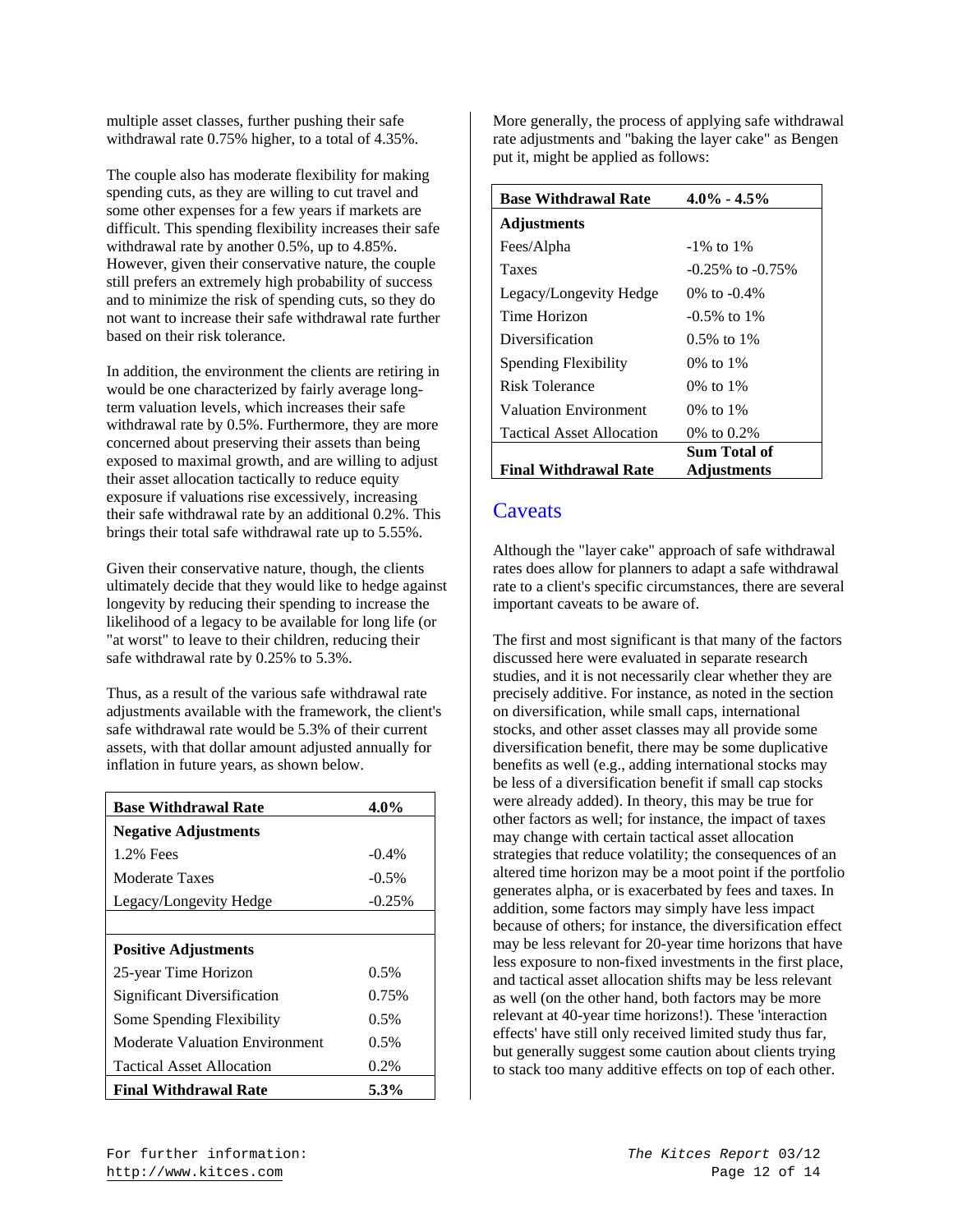multiple asset classes, further pushing their safe withdrawal rate 0.75% higher, to a total of 4.35%.

The couple also has moderate flexibility for making spending cuts, as they are willing to cut travel and some other expenses for a few years if markets are difficult. This spending flexibility increases their safe withdrawal rate by another 0.5%, up to 4.85%. However, given their conservative nature, the couple still prefers an extremely high probability of success and to minimize the risk of spending cuts, so they do not want to increase their safe withdrawal rate further based on their risk tolerance.

In addition, the environment the clients are retiring in would be one characterized by fairly average long-term valuation levels, which increases their safe withdrawal rate by 0.5%. Furthermore, they are more concerned about preserving their assets than being exposed to maximal growth, and are willing to adjust their asset allocation tactically to reduce equity exposure if valuations rise excessively, increasing their safe withdrawal rate by an additional 0.2%. This brings their total safe withdrawal rate up to 5.55%.

Given their conservative nature, though, the clients ultimately decide that they would like to hedge against longevity by reducing their spending to increase the likelihood of a legacy to be available for long life (or "at worst" to leave to their children, reducing their safe withdrawal rate by 0.25% to 5.3%.

Thus, as a result of the various safe withdrawal rate adjustments available with the framework, the client's safe withdrawal rate would be 5.3% of their current assets, with that dollar amount adjusted annually for inflation in future years, as shown below.

| **Base Withdrawal Rate** | **4.0%** |
|---|---|
| **Negative Adjustments** | |
| 1.2% Fees | -0.4% |
| Moderate Taxes | -0.5% |
| Legacy/Longevity Hedge | -0.25% |
| | |
| **Positive Adjustments** | |
| 25-year Time Horizon | 0.5% |
| Significant Diversification | 0.75% |
| Some Spending Flexibility | 0.5% |
| Moderate Valuation Environment | 0.5% |
| Tactical Asset Allocation | 0.2% |
| **Final Withdrawal Rate** | **5.3%** |

More generally, the process of applying safe withdrawal rate adjustments and "baking the layer cake" as Bengen put it, might be applied as follows:

| **Base Withdrawal Rate** | **4.0% - 4.5%** |
|---|---|
| **Adjustments** | |
| Fees/Alpha | -1% to 1% |
| Taxes | -0.25% to -0.75% |
| Legacy/Longevity Hedge | 0% to -0.4% |
| Time Horizon | -0.5% to 1% |
| Diversification | 0.5% to 1% |
| Spending Flexibility | 0% to 1% |
| Risk Tolerance | 0% to 1% |
| Valuation Environment | 0% to 1% |
| Tactical Asset Allocation | 0% to 0.2% |
| **Final Withdrawal Rate** | **Sum Total of Adjustments** |

## Caveats

Although the "layer cake" approach of safe withdrawal rates does allow for planners to adapt a safe withdrawal rate to a client's specific circumstances, there are several important caveats to be aware of.

The first and most significant is that many of the factors discussed here were evaluated in separate research studies, and it is not necessarily clear whether they are precisely additive. For instance, as noted in the section on diversification, while small caps, international stocks, and other asset classes may all provide some diversification benefit, there may be some duplicative benefits as well (e.g., adding international stocks may be less of a diversification benefit if small cap stocks were already added). In theory, this may be true for other factors as well; for instance, the impact of taxes may change with certain tactical asset allocation strategies that reduce volatility; the consequences of an altered time horizon may be a moot point if the portfolio generates alpha, or is exacerbated by fees and taxes. In addition, some factors may simply have less impact because of others; for instance, the diversification effect may be less relevant for 20-year time horizons that have less exposure to non-fixed investments in the first place, and tactical asset allocation shifts may be less relevant as well (on the other hand, both factors may be more relevant at 40-year time horizons!). These 'interaction effects' have still only received limited study thus far, but generally suggest some caution about clients trying to stack too many additive effects on top of each other.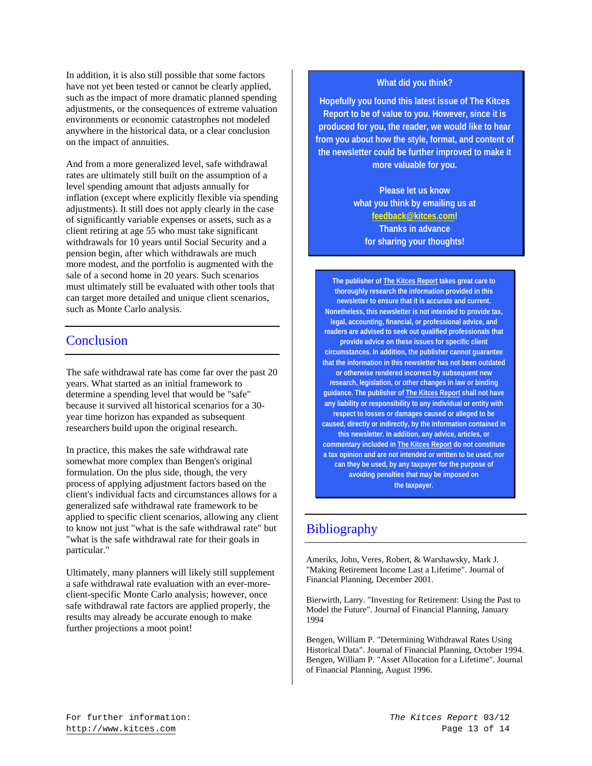In addition, it is also still possible that some factors have not yet been tested or cannot be clearly applied, such as the impact of more dramatic planned spending adjustments, or the consequences of extreme valuation environments or economic catastrophes not modeled anywhere in the historical data, or a clear conclusion on the impact of annuities.

And from a more generalized level, safe withdrawal rates are ultimately still built on the assumption of a level spending amount that adjusts annually for inflation (except where explicitly flexible via spending adjustments). It still does not apply clearly in the case of significantly variable expenses or assets, such as a client retiring at age 55 who must take significant withdrawals for 10 years until Social Security and a pension begin, after which withdrawals are much more modest, and the portfolio is augmented with the sale of a second home in 20 years. Such scenarios must ultimately still be evaluated with other tools that can target more detailed and unique client scenarios, such as Monte Carlo analysis.

## Conclusion

The safe withdrawal rate has come far over the past 20 years. What started as an initial framework to determine a spending level that would be "safe" because it survived all historical scenarios for a 30-year time horizon has expanded as subsequent researchers build upon the original research.

In practice, this makes the safe withdrawal rate somewhat more complex than Bengen's original formulation. On the plus side, though, the very process of applying adjustment factors based on the client's individual facts and circumstances allows for a generalized safe withdrawal rate framework to be applied to specific client scenarios, allowing any client to know not just "what is the safe withdrawal rate" but "what is the safe withdrawal rate for their goals in particular."

Ultimately, many planners will likely still supplement a safe withdrawal rate evaluation with an ever-more-client-specific Monte Carlo analysis; however, once safe withdrawal rate factors are applied properly, the results may already be accurate enough to make further projections a moot point!

**What did you think?**

**Hopefully you found this latest issue of The Kitces Report to be of value to you. However, since it is produced for you, the reader, we would like to hear from you about how the style, format, and content of the newsletter could be further improved to make it more valuable for you.**

**Please let us know what you think by emailing us at feedback@kitces.com! Thanks in advance for sharing your thoughts!**

**The publisher of The Kitces Report takes great care to thoroughly research the information provided in this newsletter to ensure that it is accurate and current. Nonetheless, this newsletter is not intended to provide tax, legal, accounting, financial, or professional advice, and readers are advised to seek out qualified professionals that provide advice on these issues for specific client circumstances. In addition, the publisher cannot guarantee that the information in this newsletter has not been outdated or otherwise rendered incorrect by subsequent new research, legislation, or other changes in law or binding guidance. The publisher of The Kitces Report shall not have any liability or responsibility to any individual or entity with respect to losses or damages caused or alleged to be caused, directly or indirectly, by the information contained in this newsletter. In addition, any advice, articles, or commentary included in The Kitces Report do not constitute a tax opinion and are not intended or written to be used, nor can they be used, by any taxpayer for the purpose of avoiding penalties that may be imposed on the taxpayer.**

## Bibliography

Ameriks, John, Veres, Robert, & Warshawsky, Mark J. "Making Retirement Income Last a Lifetime". Journal of Financial Planning, December 2001.

Bierwirth, Larry. "Investing for Retirement: Using the Past to Model the Future". Journal of Financial Planning, January 1994

Bengen, William P. "Determining Withdrawal Rates Using Historical Data". Journal of Financial Planning, October 1994.
Bengen, William P. "Asset Allocation for a Lifetime". Journal of Financial Planning, August 1996.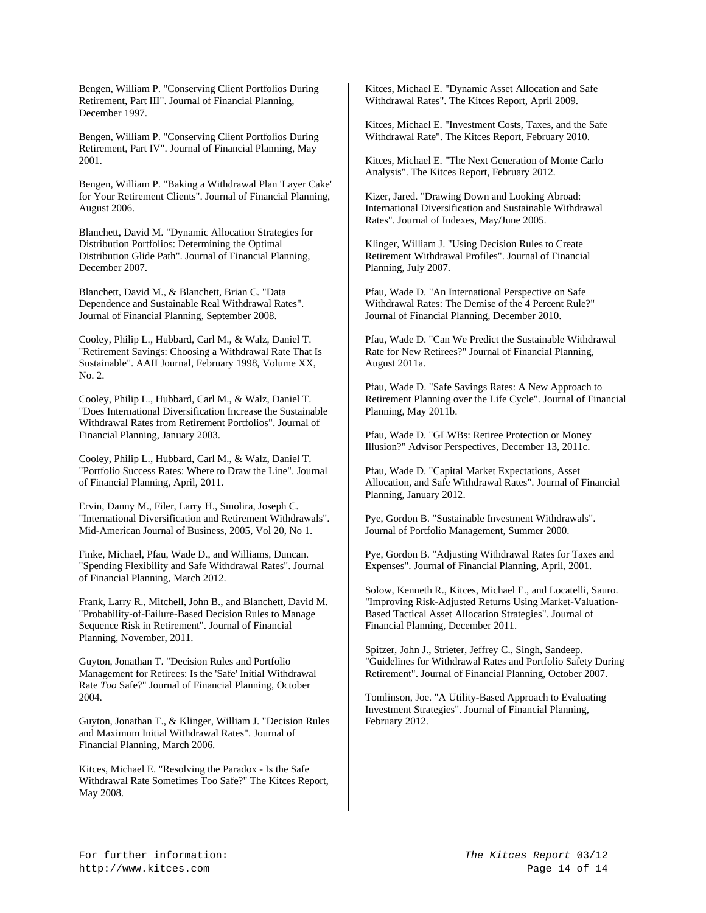Bengen, William P. "Conserving Client Portfolios During Retirement, Part III". Journal of Financial Planning, December 1997.

Bengen, William P. "Conserving Client Portfolios During Retirement, Part IV". Journal of Financial Planning, May 2001.

Bengen, William P. "Baking a Withdrawal Plan 'Layer Cake' for Your Retirement Clients". Journal of Financial Planning, August 2006.

Blanchett, David M. "Dynamic Allocation Strategies for Distribution Portfolios: Determining the Optimal Distribution Glide Path". Journal of Financial Planning, December 2007.

Blanchett, David M., & Blanchett, Brian C. "Data Dependence and Sustainable Real Withdrawal Rates". Journal of Financial Planning, September 2008.

Cooley, Philip L., Hubbard, Carl M., & Walz, Daniel T. "Retirement Savings: Choosing a Withdrawal Rate That Is Sustainable". AAII Journal, February 1998, Volume XX, No. 2.

Cooley, Philip L., Hubbard, Carl M., & Walz, Daniel T. "Does International Diversification Increase the Sustainable Withdrawal Rates from Retirement Portfolios". Journal of Financial Planning, January 2003.

Cooley, Philip L., Hubbard, Carl M., & Walz, Daniel T. "Portfolio Success Rates: Where to Draw the Line". Journal of Financial Planning, April, 2011.

Ervin, Danny M., Filer, Larry H., Smolira, Joseph C. "International Diversification and Retirement Withdrawals". Mid-American Journal of Business, 2005, Vol 20, No 1.

Finke, Michael, Pfau, Wade D., and Williams, Duncan. "Spending Flexibility and Safe Withdrawal Rates". Journal of Financial Planning, March 2012.

Frank, Larry R., Mitchell, John B., and Blanchett, David M. "Probability-of-Failure-Based Decision Rules to Manage Sequence Risk in Retirement". Journal of Financial Planning, November, 2011.

Guyton, Jonathan T. "Decision Rules and Portfolio Management for Retirees: Is the 'Safe' Initial Withdrawal Rate *Too* Safe?" Journal of Financial Planning, October 2004.

Guyton, Jonathan T., & Klinger, William J. "Decision Rules and Maximum Initial Withdrawal Rates". Journal of Financial Planning, March 2006.

Kitces, Michael E. "Resolving the Paradox - Is the Safe Withdrawal Rate Sometimes Too Safe?" The Kitces Report, May 2008.

Kitces, Michael E. "Dynamic Asset Allocation and Safe Withdrawal Rates". The Kitces Report, April 2009.

Kitces, Michael E. "Investment Costs, Taxes, and the Safe Withdrawal Rate". The Kitces Report, February 2010.

Kitces, Michael E. "The Next Generation of Monte Carlo Analysis". The Kitces Report, February 2012.

Kizer, Jared. "Drawing Down and Looking Abroad: International Diversification and Sustainable Withdrawal Rates". Journal of Indexes, May/June 2005.

Klinger, William J. "Using Decision Rules to Create Retirement Withdrawal Profiles". Journal of Financial Planning, July 2007.

Pfau, Wade D. "An International Perspective on Safe Withdrawal Rates: The Demise of the 4 Percent Rule?" Journal of Financial Planning, December 2010.

Pfau, Wade D. "Can We Predict the Sustainable Withdrawal Rate for New Retirees?" Journal of Financial Planning, August 2011a.

Pfau, Wade D. "Safe Savings Rates: A New Approach to Retirement Planning over the Life Cycle". Journal of Financial Planning, May 2011b.

Pfau, Wade D. "GLWBs: Retiree Protection or Money Illusion?" Advisor Perspectives, December 13, 2011c.

Pfau, Wade D. "Capital Market Expectations, Asset Allocation, and Safe Withdrawal Rates". Journal of Financial Planning, January 2012.

Pye, Gordon B. "Sustainable Investment Withdrawals". Journal of Portfolio Management, Summer 2000.

Pye, Gordon B. "Adjusting Withdrawal Rates for Taxes and Expenses". Journal of Financial Planning, April, 2001.

Solow, Kenneth R., Kitces, Michael E., and Locatelli, Sauro. "Improving Risk-Adjusted Returns Using Market-Valuation-Based Tactical Asset Allocation Strategies". Journal of Financial Planning, December 2011.

Spitzer, John J., Strieter, Jeffrey C., Singh, Sandeep. "Guidelines for Withdrawal Rates and Portfolio Safety During Retirement". Journal of Financial Planning, October 2007.

Tomlinson, Joe. "A Utility-Based Approach to Evaluating Investment Strategies". Journal of Financial Planning, February 2012.